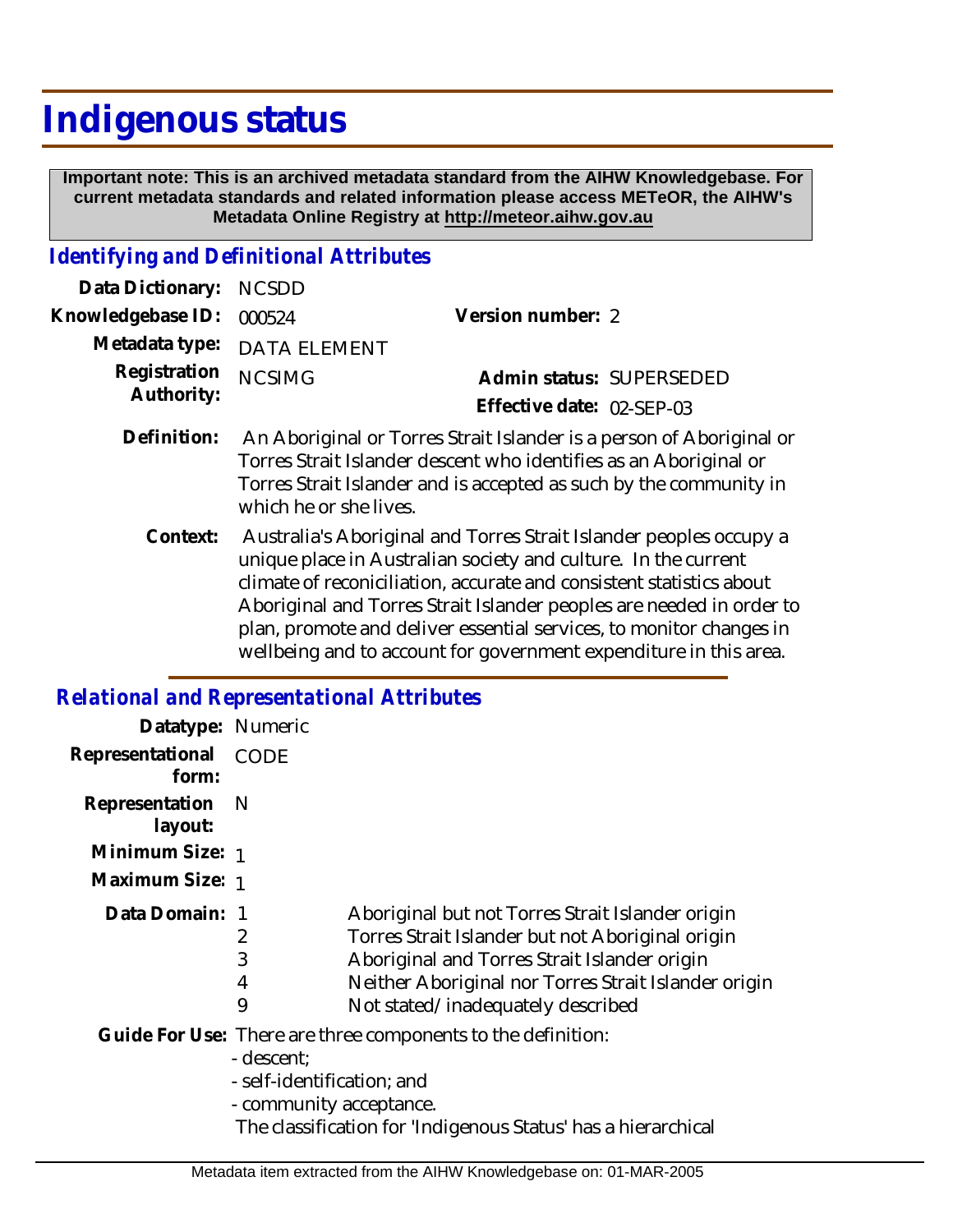# Indigenous status

**Important note: This is an archived metadata standard from the AIHW Knowledgebase. For current metadata standards and related information please access METeOR, the AIHW's Metadata Online Registry at http://meteor.aihw.gov.au**

## *Identifying and Definitional Attributes*

**Data Dictionary:** NCSDD

**Knowledgebase ID:** 000524

**Version number:** 2

**Metadata type:** DATA ELEMENT

**Registration Authority:** NCSIMG

**Admin status:** SUPERSEDED

**Effective date:** 02-SEP-03

**Definition:** An Aboriginal or Torres Strait Islander is a person of Aboriginal or Torres Strait Islander descent who identifies as an Aboriginal or Torres Strait Islander and is accepted as such by the community in which he or she lives.

**Context:** Australia's Aboriginal and Torres Strait Islander peoples occupy a unique place in Australian society and culture. In the current climate of reconiciliation, accurate and consistent statistics about Aboriginal and Torres Strait Islander peoples are needed in order to plan, promote and deliver essential services, to monitor changes in wellbeing and to account for government expenditure in this area.

## *Relational and Representational Attributes*

**Datatype:** Numeric

**Representational form:** CODE

**Representation layout:** N

**Minimum Size:** 1

**Maximum Size:** 1

**Data Domain:**

| | |
|---|---|
| 1 | Aboriginal but not Torres Strait Islander origin |
| 2 | Torres Strait Islander but not Aboriginal origin |
| 3 | Aboriginal and Torres Strait Islander origin |
| 4 | Neither Aboriginal nor Torres Strait Islander origin |
| 9 | Not stated/inadequately described |

**Guide For Use:** There are three components to the definition:

- descent;
- self-identification; and
- community acceptance.

The classification for 'Indigenous Status' has a hierarchical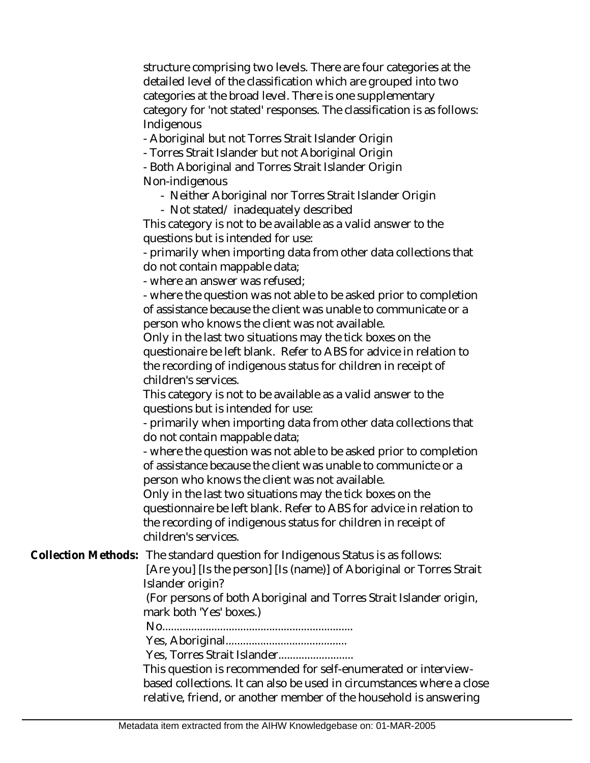structure comprising two levels. There are four categories at the detailed level of the classification which are grouped into two categories at the broad level. There is one supplementary category for 'not stated' responses. The classification is as follows:

Indigenous

- Aboriginal but not Torres Strait Islander Origin
- Torres Strait Islander but not Aboriginal Origin
- Both Aboriginal and Torres Strait Islander Origin

Non-indigenous

- Neither Aboriginal nor Torres Strait Islander Origin
- Not stated/ inadequately described

This category is not to be available as a valid answer to the questions but is intended for use:

- primarily when importing data from other data collections that do not contain mappable data;
- where an answer was refused;
- where the question was not able to be asked prior to completion of assistance because the client was unable to communicate or a person who knows the client was not available.

Only in the last two situations may the tick boxes on the questionaire be left blank. Refer to ABS for advice in relation to the recording of indigenous status for children in receipt of children's services.

This category is not to be available as a valid answer to the questions but is intended for use:

- primarily when importing data from other data collections that do not contain mappable data;
- where the question was not able to be asked prior to completion of assistance because the client was unable to communicte or a person who knows the client was not available.

Only in the last two situations may the tick boxes on the questionnaire be left blank. Refer to ABS for advice in relation to the recording of indigenous status for children in receipt of children's services.

**Collection Methods:** The standard question for Indigenous Status is as follows:

[Are you] [Is the person] [Is (name)] of Aboriginal or Torres Strait Islander origin?

(For persons of both Aboriginal and Torres Strait Islander origin, mark both 'Yes' boxes.)

No.................................................................

Yes, Aboriginal.........................................

Yes, Torres Strait Islander.........................

This question is recommended for self-enumerated or interview-based collections. It can also be used in circumstances where a close relative, friend, or another member of the household is answering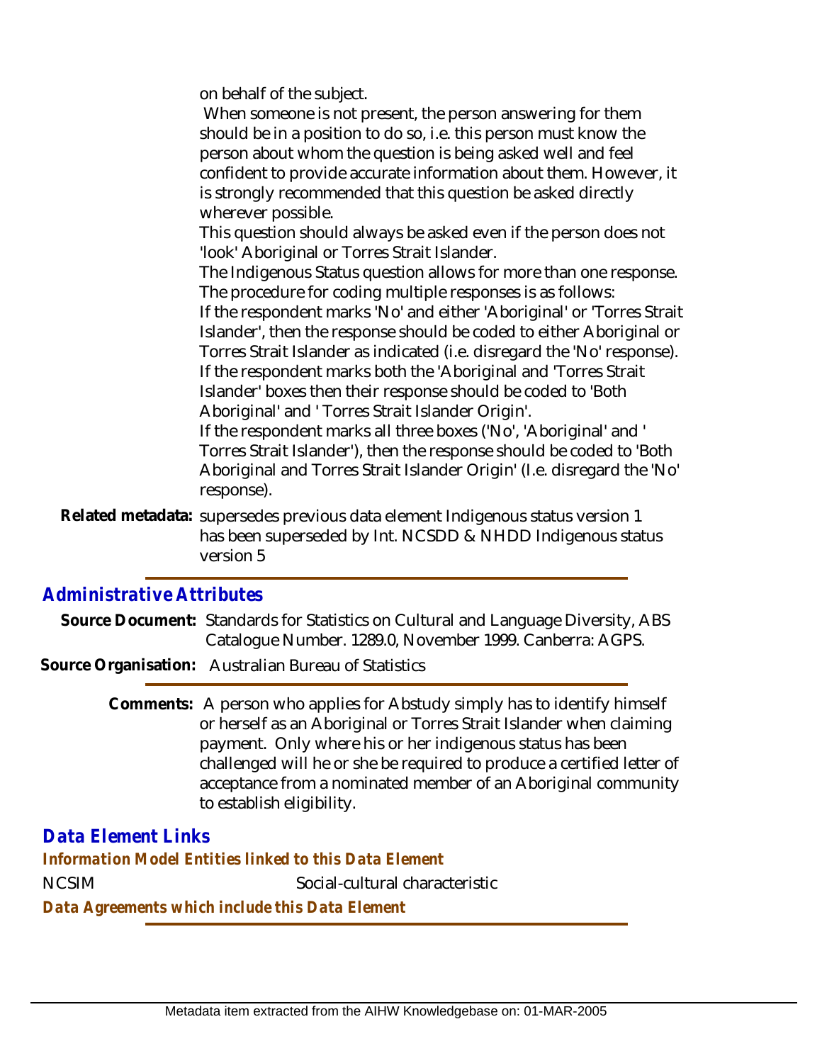on behalf of the subject.

When someone is not present, the person answering for them should be in a position to do so, i.e. this person must know the person about whom the question is being asked well and feel confident to provide accurate information about them. However, it is strongly recommended that this question be asked directly wherever possible.

This question should always be asked even if the person does not 'look' Aboriginal or Torres Strait Islander.

The Indigenous Status question allows for more than one response. The procedure for coding multiple responses is as follows:

If the respondent marks 'No' and either 'Aboriginal' or 'Torres Strait Islander', then the response should be coded to either Aboriginal or Torres Strait Islander as indicated (i.e. disregard the 'No' response).

If the respondent marks both the 'Aboriginal and 'Torres Strait Islander' boxes then their response should be coded to 'Both Aboriginal' and ' Torres Strait Islander Origin'.

If the respondent marks all three boxes ('No', 'Aboriginal' and ' Torres Strait Islander'), then the response should be coded to 'Both Aboriginal and Torres Strait Islander Origin' (I.e. disregard the 'No' response).

**Related metadata:** supersedes previous data element Indigenous status version 1 has been superseded by Int. NCSDD & NHDD Indigenous status version 5

## Administrative Attributes

**Source Document:** Standards for Statistics on Cultural and Language Diversity, ABS Catalogue Number. 1289.0, November 1999. Canberra: AGPS.

**Source Organisation:** Australian Bureau of Statistics

**Comments:** A person who applies for Abstudy simply has to identify himself or herself as an Aboriginal or Torres Strait Islander when claiming payment. Only where his or her indigenous status has been challenged will he or she be required to produce a certified letter of acceptance from a nominated member of an Aboriginal community to establish eligibility.

## Data Element Links

### Information Model Entities linked to this Data Element

NCSIM — Social-cultural characteristic

### Data Agreements which include this Data Element